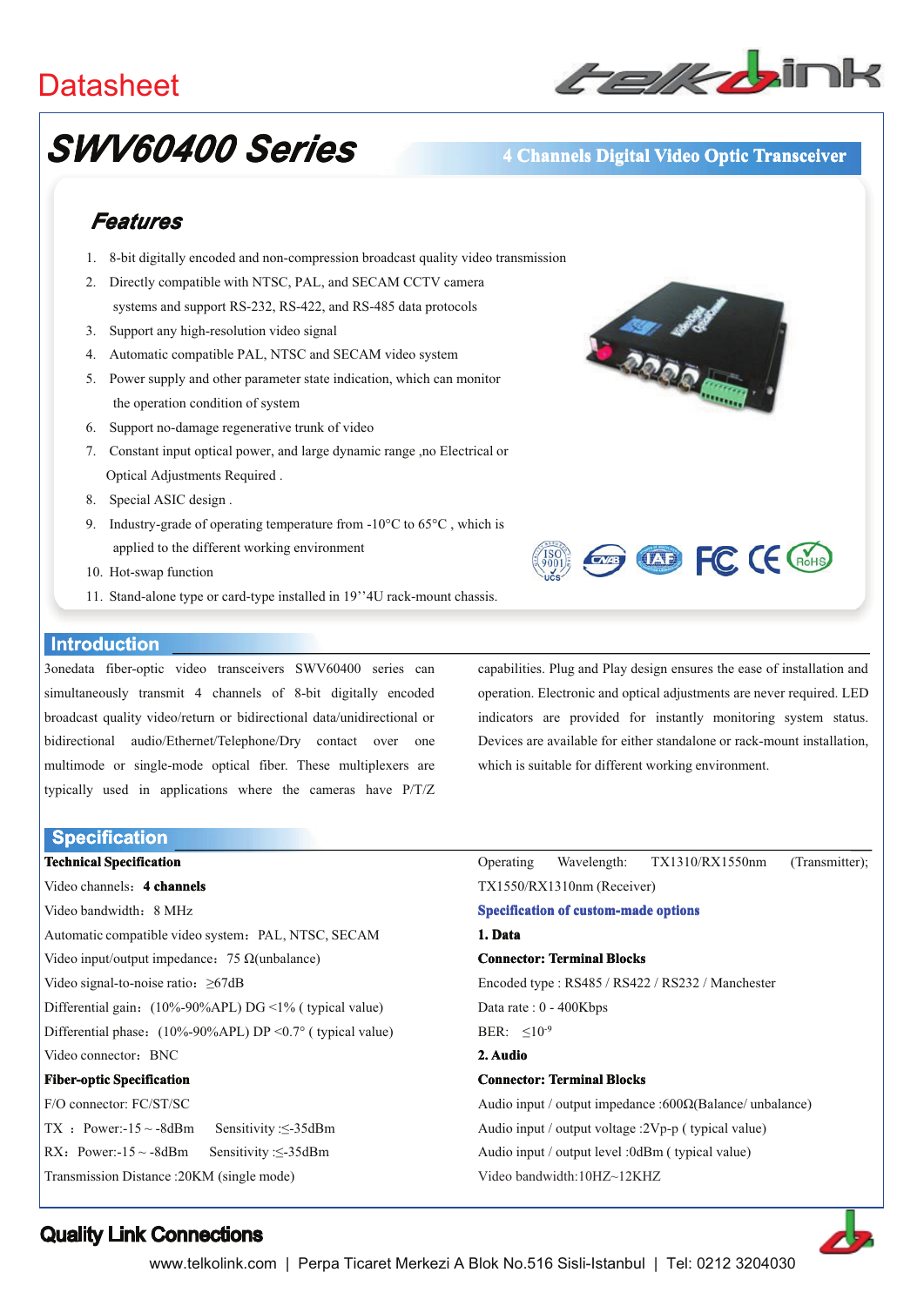Datasheet

# SWV60400 Series

**4 Channels Digital Video Optic Transceiver**

## Features

1. 8-bit digitally encoded and non-compression broadcast quality video transmission
2. Directly compatible with NTSC, PAL, and SECAM CCTV camera systems and support RS-232, RS-422, and RS-485 data protocols
3. Support any high-resolution video signal
4. Automatic compatible PAL, NTSC and SECAM video system
5. Power supply and other parameter state indication, which can monitor the operation condition of system
6. Support no-damage regenerative trunk of video
7. Constant input optical power, and large dynamic range ,no Electrical or Optical Adjustments Required .
8. Special ASIC design .
9. Industry-grade of operating temperature from -10°C to 65°C , which is applied to the different working environment
10. Hot-swap function
11. Stand-alone type or card-type installed in 19''4U rack-mount chassis.

## Introduction

3onedata fiber-optic video transceivers SWV60400 series can simultaneously transmit 4 channels of 8-bit digitally encoded broadcast quality video/return or bidirectional data/unidirectional or bidirectional audio/Ethernet/Telephone/Dry contact over one multimode or single-mode optical fiber. These multiplexers are typically used in applications where the cameras have P/T/Z capabilities. Plug and Play design ensures the ease of installation and operation. Electronic and optical adjustments are never required. LED indicators are provided for instantly monitoring system status. Devices are available for either standalone or rack-mount installation, which is suitable for different working environment.

## Specification

**Technical Specification**

Video channels：**4 channels**

Video bandwidth：8 MHz

Automatic compatible video system：PAL, NTSC, SECAM

Video input/output impedance：75 Ω(unbalance)

Video signal-to-noise ratio：≥67dB

Differential gain：(10%-90%APL) DG <1% ( typical value)

Differential phase：(10%-90%APL) DP <0.7° ( typical value)

Video connector：BNC

**Fiber-optic Specification**

F/O connector: FC/ST/SC

TX ：Power:-15 ~ -8dBm  Sensitivity :≤-35dBm

RX：Power:-15 ~ -8dBm  Sensitivity :≤-35dBm

Transmission Distance :20KM (single mode)

Operating Wavelength: TX1310/RX1550nm (Transmitter); TX1550/RX1310nm (Receiver)

**Specification of custom-made options**

**1. Data**

**Connector: Terminal Blocks**

Encoded type : RS485 / RS422 / RS232 / Manchester

Data rate : 0 - 400Kbps

BER: $\leq 10^{-9}$

**2. Audio**

**Connector: Terminal Blocks**

Audio input / output impedance :600Ω(Balance/ unbalance)

Audio input / output voltage :2Vp-p ( typical value)

Audio input / output level :0dBm ( typical value)

Video bandwidth:10HZ~12KHZ

**Quality Link Connections**

www.telkolink.com | Perpa Ticaret Merkezi A Blok No.516 Sisli-Istanbul | Tel: 0212 3204030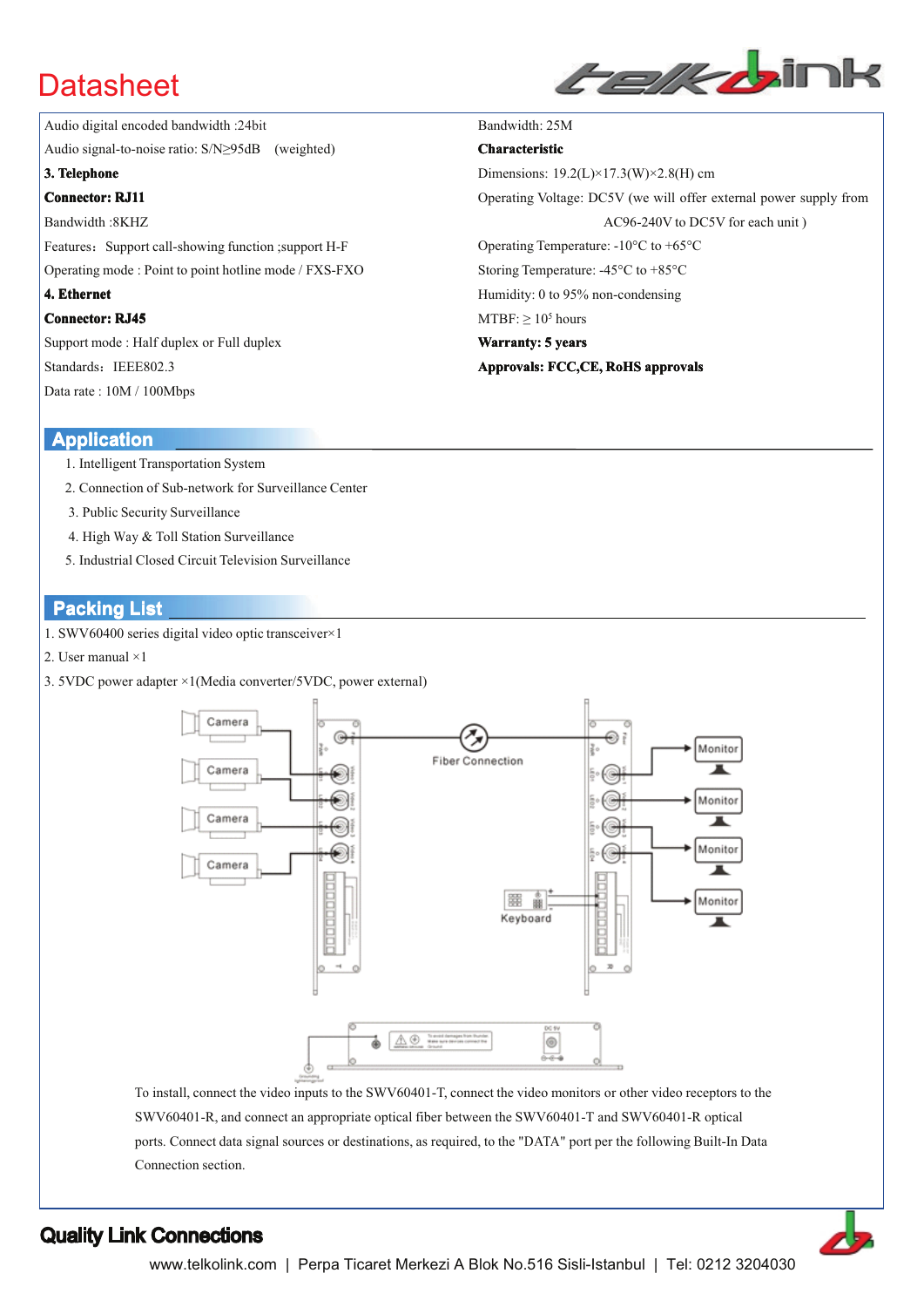# Datasheet

Audio digital encoded bandwidth :24bit

Audio signal-to-noise ratio: S/N≥95dB (weighted)

**3. Telephone**

**Connector: RJ11**

Bandwidth :8KHZ

Features：Support call-showing function ;support H-F

Operating mode : Point to point hotline mode / FXS-FXO

**4. Ethernet**

**Connector: RJ45**

Support mode : Half duplex or Full duplex

Standards：IEEE802.3

Data rate : 10M / 100Mbps

Bandwidth: 25M

**Characteristic**

Dimensions: 19.2(L)×17.3(W)×2.8(H) cm

Operating Voltage: DC5V (we will offer external power supply from AC96-240V to DC5V for each unit )

Operating Temperature: -10°C to +65°C

Storing Temperature: -45°C to +85°C

Humidity: 0 to 95% non-condensing

MTBF: ≥ $10^5$ hours

**Warranty: 5 years**

**Approvals: FCC,CE, RoHS approvals**

## Application

1. Intelligent Transportation System
2. Connection of Sub-network for Surveillance Center
3. Public Security Surveillance
4. High Way & Toll Station Surveillance
5. Industrial Closed Circuit Television Surveillance

## Packing List

1. SWV60400 series digital video optic transceiver×1
2. User manual ×1
3. 5VDC power adapter ×1(Media converter/5VDC, power external)

Camera
Camera
Camera
Camera
Fiber Connection
Keyboard
Monitor
Monitor
Monitor
Monitor

To install, connect the video inputs to the SWV60401-T, connect the video monitors or other video receptors to the SWV60401-R, and connect an appropriate optical fiber between the SWV60401-T and SWV60401-R optical ports. Connect data signal sources or destinations, as required, to the "DATA" port per the following Built-In Data Connection section.

**Quality Link Connections**

www.telkolink.com | Perpa Ticaret Merkezi A Blok No.516 Sisli-Istanbul | Tel: 0212 3204030